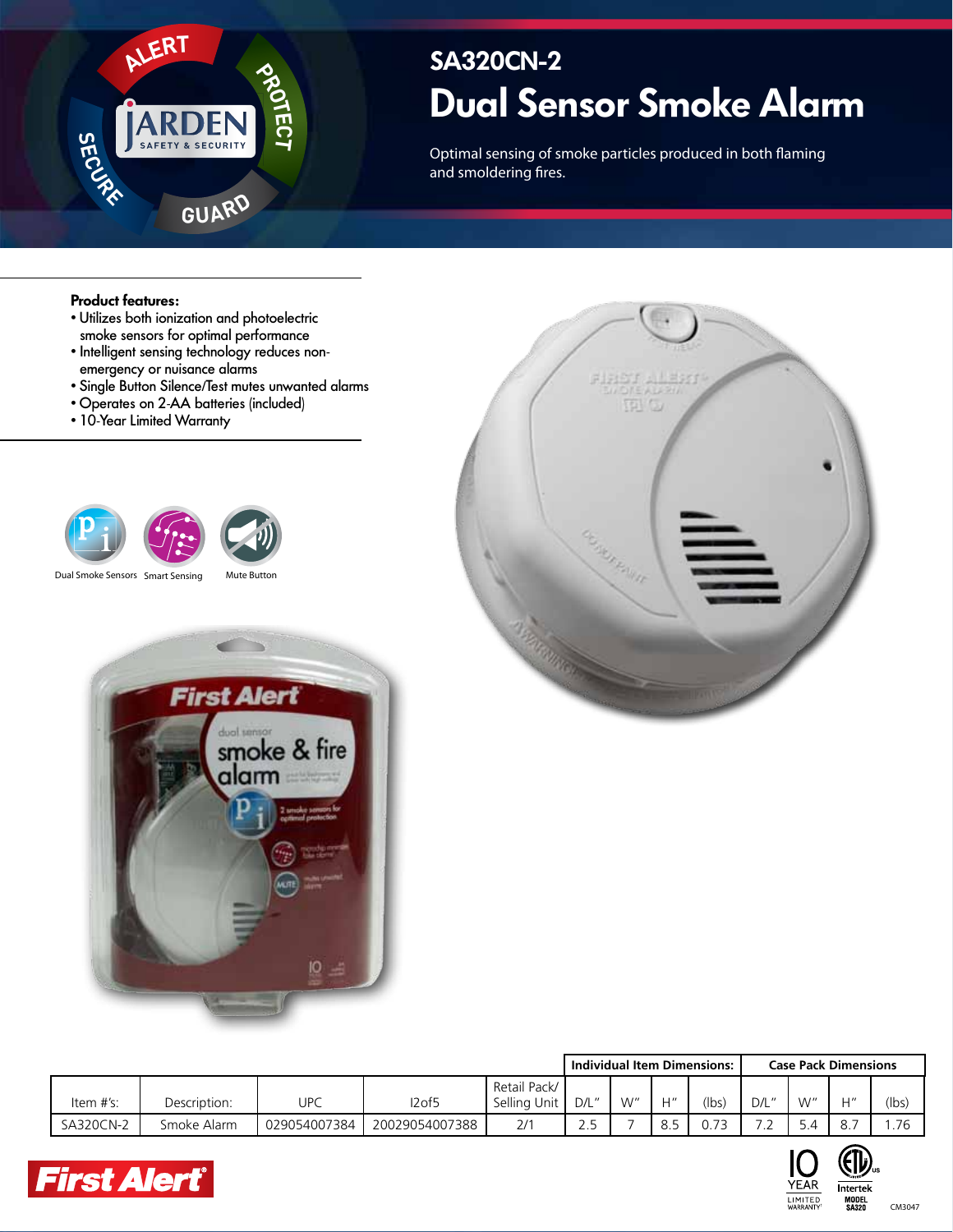# SA320CN-2

# Dual Sensor Smoke Alarm

Optimal sensing of smoke particles produced in both flaming and smoldering fires.

**Product features:**

- Utilizes both ionization and photoelectric smoke sensors for optimal performance
- Intelligent sensing technology reduces non-emergency or nuisance alarms
- Single Button Silence/Test mutes unwanted alarms
- Operates on 2-AA batteries (included)
- 10-Year Limited Warranty

Dual Smoke Sensors | Smart Sensing | Mute Button

| | | | | | Individual Item Dimensions: | | | | Case Pack Dimensions | | | |
|---|---|---|---|---|---|---|---|---|---|---|---|---|
| Item #'s: | Description: | UPC | I2of5 | Retail Pack/ Selling Unit | D/L" | W" | H" | (lbs) | D/L" | W" | H" | (lbs) |
| SA320CN-2 | Smoke Alarm | 029054007384 | 20029054007388 | 2/1 | 2.5 | 7 | 8.5 | 0.73 | 7.2 | 5.4 | 8.7 | 1.76 |

CM3047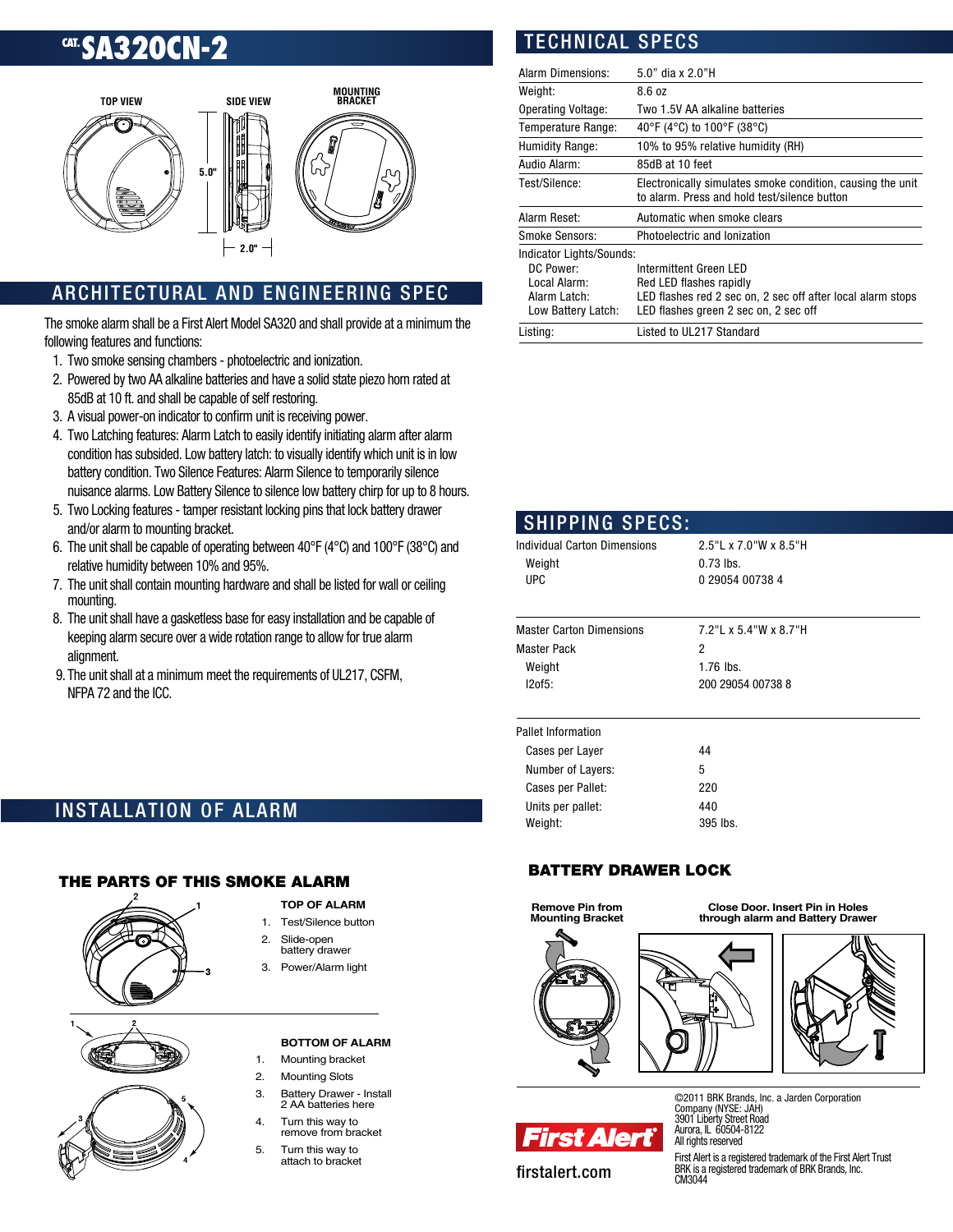# CAT. SA320CN-2

TOP VIEW

SIDE VIEW

MOUNTING BRACKET

5.0"

2.0"

## ARCHITECTURAL AND ENGINEERING SPEC

The smoke alarm shall be a First Alert Model SA320 and shall provide at a minimum the following features and functions:

1. Two smoke sensing chambers - photoelectric and ionization.
2. Powered by two AA alkaline batteries and have a solid state piezo horn rated at 85dB at 10 ft. and shall be capable of self restoring.
3. A visual power-on indicator to confirm unit is receiving power.
4. Two Latching features: Alarm Latch to easily identify initiating alarm after alarm condition has subsided. Low battery latch: to visually identify which unit is in low battery condition. Two Silence Features: Alarm Silence to temporarily silence nuisance alarms. Low Battery Silence to silence low battery chirp for up to 8 hours.
5. Two Locking features - tamper resistant locking pins that lock battery drawer and/or alarm to mounting bracket.
6. The unit shall be capable of operating between 40°F (4°C) and 100°F (38°C) and relative humidity between 10% and 95%.
7. The unit shall contain mounting hardware and shall be listed for wall or ceiling mounting.
8. The unit shall have a gasketless base for easy installation and be capable of keeping alarm secure over a wide rotation range to allow for true alarm alignment.
9. The unit shall at a minimum meet the requirements of UL217, CSFM, NFPA 72 and the ICC.

## INSTALLATION OF ALARM

### THE PARTS OF THIS SMOKE ALARM

**TOP OF ALARM**

1. Test/Silence button
2. Slide-open battery drawer
3. Power/Alarm light

**BOTTOM OF ALARM**

1. Mounting bracket
2. Mounting Slots
3. Battery Drawer - Install 2 AA batteries here
4. Turn this way to remove from bracket
5. Turn this way to attach to bracket

## TECHNICAL SPECS

| | |
|---|---|
| Alarm Dimensions: | 5.0" dia x 2.0"H |
| Weight: | 8.6 oz |
| Operating Voltage: | Two 1.5V AA alkaline batteries |
| Temperature Range: | 40°F (4°C) to 100°F (38°C) |
| Humidity Range: | 10% to 95% relative humidity (RH) |
| Audio Alarm: | 85dB at 10 feet |
| Test/Silence: | Electronically simulates smoke condition, causing the unit to alarm. Press and hold test/silence button |
| Alarm Reset: | Automatic when smoke clears |
| Smoke Sensors: | Photoelectric and Ionization |
| Indicator Lights/Sounds: | |
| DC Power: | Intermittent Green LED |
| Local Alarm: | Red LED flashes rapidly |
| Alarm Latch: | LED flashes red 2 sec on, 2 sec off after local alarm stops |
| Low Battery Latch: | LED flashes green 2 sec on, 2 sec off |
| Listing: | Listed to UL217 Standard |

## SHIPPING SPECS:

| | |
|---|---|
| Individual Carton Dimensions | 2.5"L x 7.0"W x 8.5"H |
| Weight | 0.73 lbs. |
| UPC | 0 29054 00738 4 |
| Master Carton Dimensions | 7.2"L x 5.4"W x 8.7"H |
| Master Pack | 2 |
| Weight | 1.76 lbs. |
| I2of5: | 200 29054 00738 8 |
| Pallet Information | |
| Cases per Layer | 44 |
| Number of Layers: | 5 |
| Cases per Pallet: | 220 |
| Units per pallet: | 440 |
| Weight: | 395 lbs. |

### BATTERY DRAWER LOCK

**Remove Pin from Mounting Bracket**

**Close Door. Insert Pin in Holes through alarm and Battery Drawer**

First Alert

firstalert.com

©2011 BRK Brands, Inc. a Jarden Corporation Company (NYSE: JAH)
3901 Liberty Street Road
Aurora, IL 60504-8122
All rights reserved

First Alert is a registered trademark of the First Alert Trust
BRK is a registered trademark of BRK Brands, Inc.
CM3044